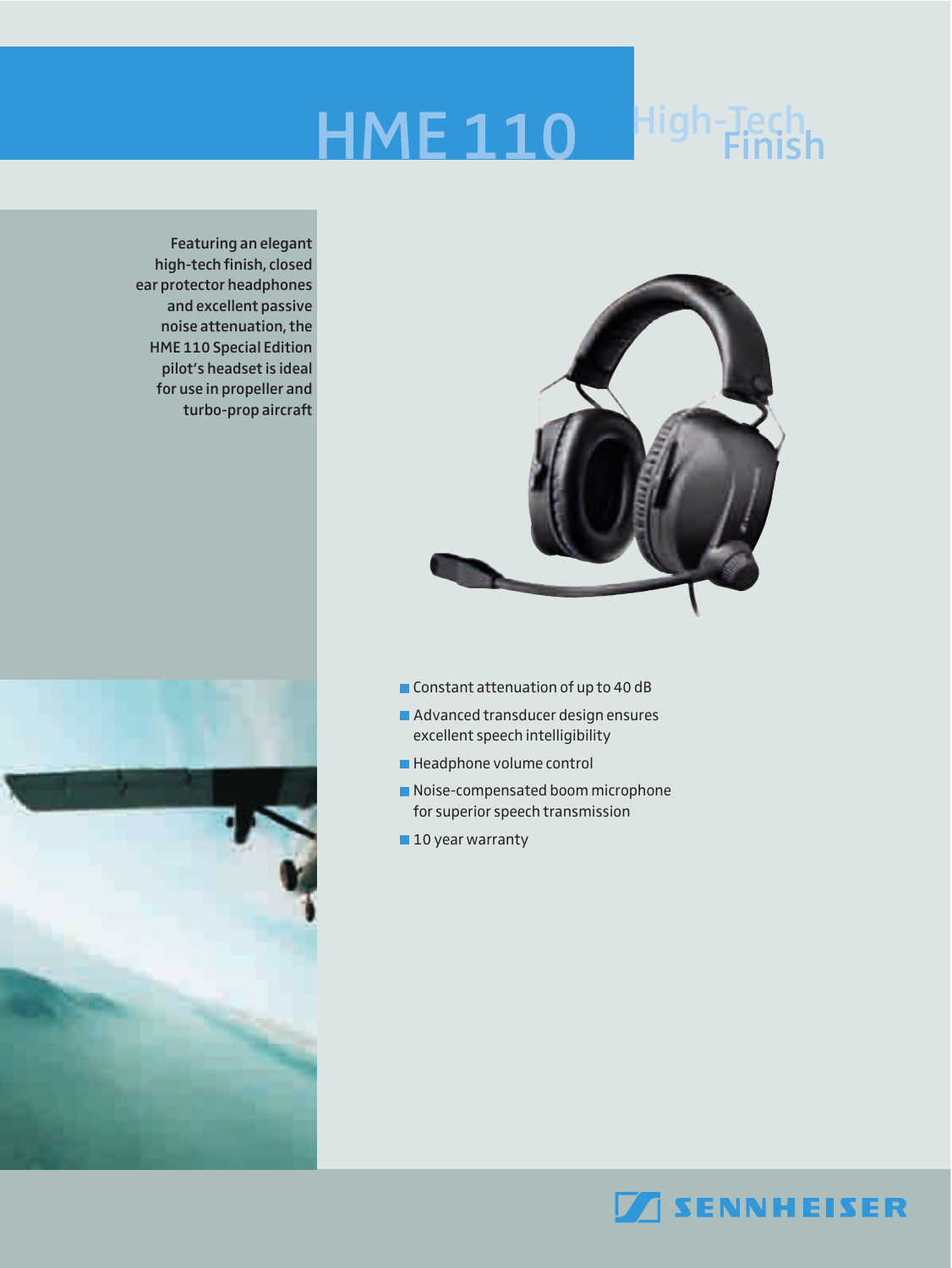# HME 110 High-Tech Finish

Featuring an elegant high-tech finish, closed ear protector headphones and excellent passive noise attenuation, the HME 110 Special Edition pilot's headset is ideal for use in propeller and turbo-prop aircraft

- Constant attenuation of up to 40 dB
- Advanced transducer design ensures excellent speech intelligibility
- Headphone volume control
- Noise-compensated boom microphone for superior speech transmission
- 10 year warranty

SENNHEISER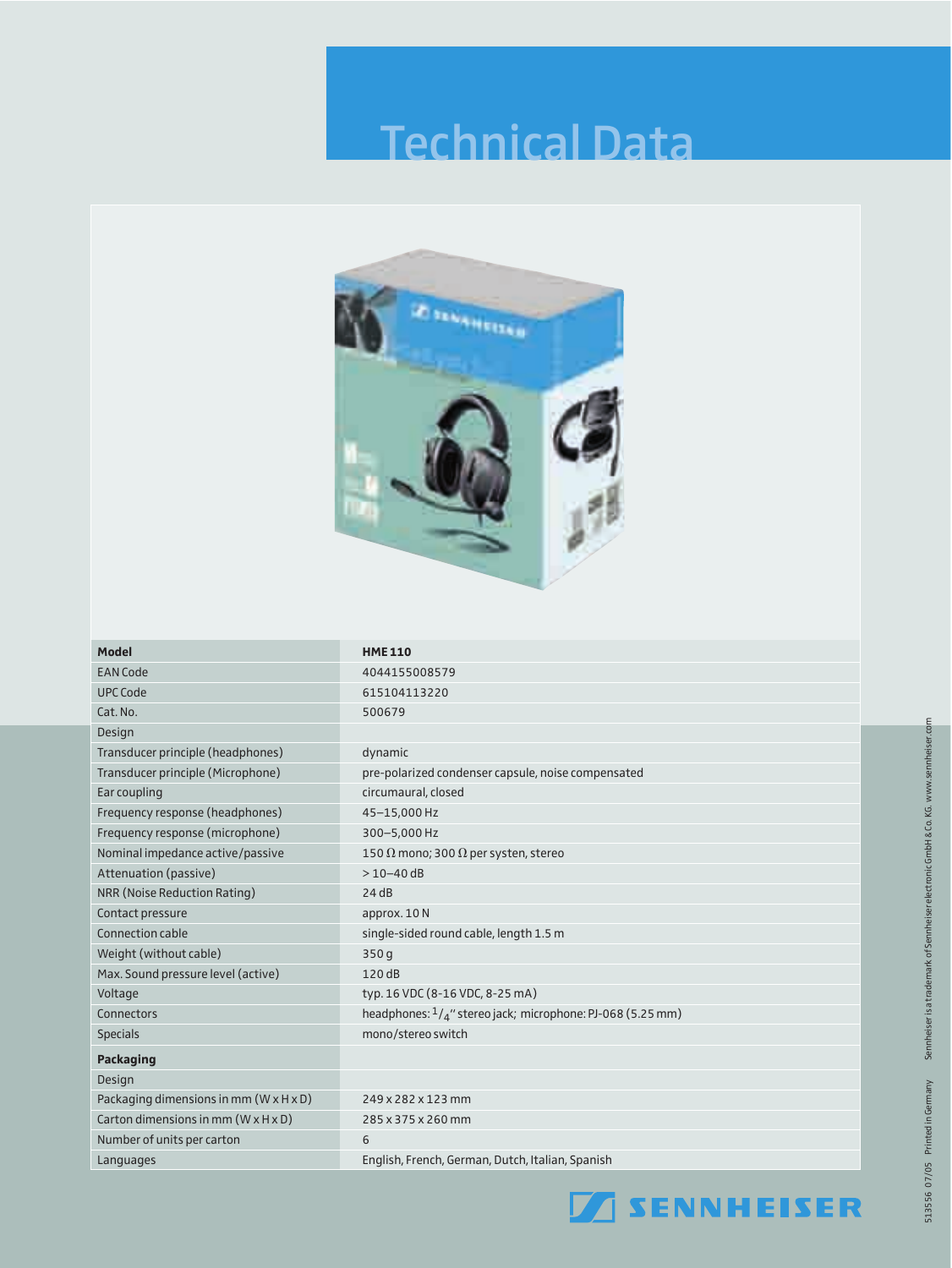# Technical Data

| Model | HME 110 |
|---|---|
| EAN Code | 4044155008579 |
| UPC Code | 615104113220 |
| Cat. No. | 500679 |
| Design | |
| Transducer principle (headphones) | dynamic |
| Transducer principle (Microphone) | pre-polarized condenser capsule, noise compensated |
| Ear coupling | circumaural, closed |
| Frequency response (headphones) | 45–15,000 Hz |
| Frequency response (microphone) | 300–5,000 Hz |
| Nominal impedance active/passive | 150 Ω mono; 300 Ω per systen, stereo |
| Attenuation (passive) | > 10–40 dB |
| NRR (Noise Reduction Rating) | 24 dB |
| Contact pressure | approx. 10 N |
| Connection cable | single-sided round cable, length 1.5 m |
| Weight (without cable) | 350 g |
| Max. Sound pressure level (active) | 120 dB |
| Voltage | typ. 16 VDC (8-16 VDC, 8-25 mA) |
| Connectors | headphones: $^1/_4$" stereo jack; microphone: PJ-068 (5.25 mm) |
| Specials | mono/stereo switch |
| **Packaging** | |
| Design | |
| Packaging dimensions in mm (W x H x D) | 249 x 282 x 123 mm |
| Carton dimensions in mm (W x H x D) | 285 x 375 x 260 mm |
| Number of units per carton | 6 |
| Languages | English, French, German, Dutch, Italian, Spanish |

SENNHEISER

513556 07/05 Printed in Germany Sennheiser is a trademark of Sennheiser electronic GmbH & Co. KG. www.sennheiser.com